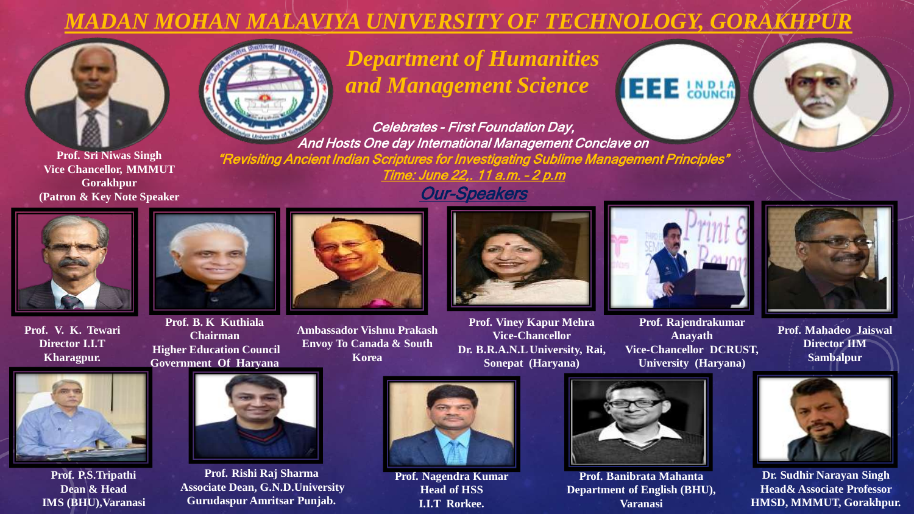# MADAN MOHAN MALAVIYA UNIVERSITY OF TECHNOLOGY, GORAKHPUR

## *Department of Humanities and Management Science*

**Prof. Sri Niwas Singh**
**Vice Chancellor, MMMUT Gorakhpur**
**(Patron & Key Note Speaker**

*Celebrates - First Foundation Day,*
*And Hosts One day International Management Conclave on*
*"Revisiting Ancient Indian Scriptures for Investigating Sublime Management Principles"*
*Time: June 22,. 11 a.m. - 2 p.m*

### *Our-Speakers*

**Prof. V. K. Tewari**
**Director I.I.T Kharagpur.**

**Prof. B. K Kuthiala**
**Chairman**
**Higher Education Council Government Of Haryana**

**Ambassador Vishnu Prakash**
**Envoy To Canada & South Korea**

**Prof. Viney Kapur Mehra**
**Vice-Chancellor**
**Dr. B.R.A.N.L University, Rai, Sonepat (Haryana)**

**Prof. Rajendrakumar Anayath**
**Vice-Chancellor DCRUST, University (Haryana)**

**Prof. Mahadeo Jaiswal**
**Director IIM Sambalpur**

**Prof. P.S.Tripathi**
**Dean & Head**
**IMS (BHU),Varanasi**

**Prof. Rishi Raj Sharma**
**Associate Dean, G.N.D.University Gurudaspur Amritsar Punjab.**

**Prof. Nagendra Kumar**
**Head of HSS**
**I.I.T Rorkee.**

**Prof. Banibrata Mahanta**
**Department of English (BHU), Varanasi**

**Dr. Sudhir Narayan Singh**
**Head& Associate Professor**
**HMSD, MMMUT, Gorakhpur.**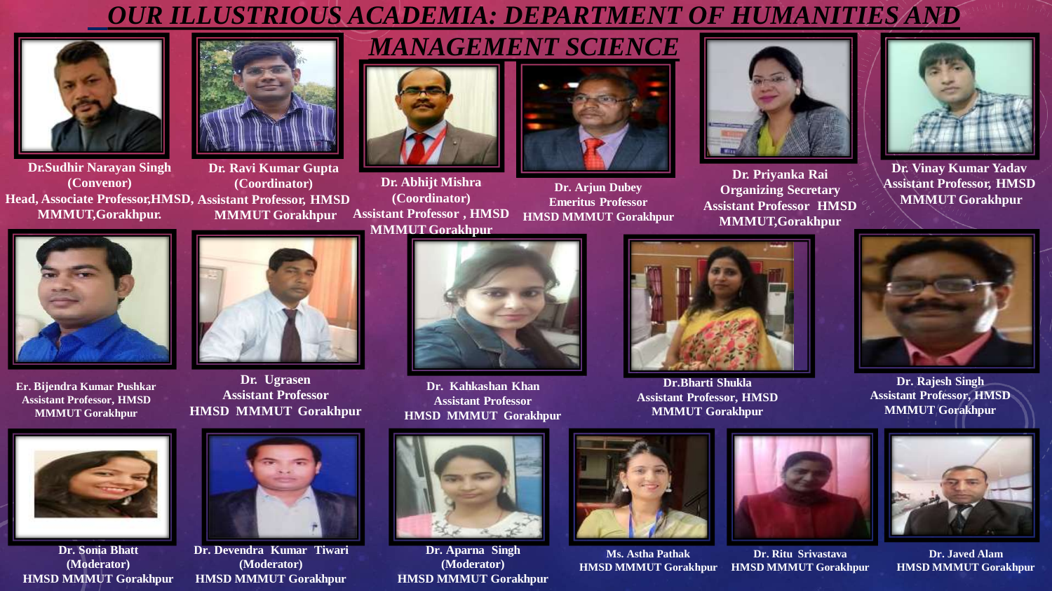# OUR ILLUSTRIOUS ACADEMIA: DEPARTMENT OF HUMANITIES AND MANAGEMENT SCIENCE

**Dr.Sudhir Narayan Singh**
**(Convenor)**
**Head, Associate Professor,HMSD,**
**MMMUT,Gorakhpur.**

**Dr. Ravi Kumar Gupta**
**(Coordinator)**
**Assistant Professor, HMSD**
**MMMUT Gorakhpur**

**Dr. Abhijt Mishra**
**(Coordinator)**
**Assistant Professor , HMSD**
**MMMUT Gorakhpur**

**Dr. Arjun Dubey**
**Emeritus Professor**
**HMSD MMMUT Gorakhpur**

**Dr. Priyanka Rai**
**Organizing Secretary**
**Assistant Professor HMSD**
**MMMUT,Gorakhpur**

**Dr. Vinay Kumar Yadav**
**Assistant Professor, HMSD**
**MMMUT Gorakhpur**

**Er. Bijendra Kumar Pushkar**
**Assistant Professor, HMSD**
**MMMUT Gorakhpur**

**Dr. Ugrasen**
**Assistant Professor**
**HMSD MMMUT Gorakhpur**

**Dr. Kahkashan Khan**
**Assistant Professor**
**HMSD MMMUT Gorakhpur**

**Dr.Bharti Shukla**
**Assistant Professor, HMSD**
**MMMUT Gorakhpur**

**Dr. Rajesh Singh**
**Assistant Professor, HMSD**
**MMMUT Gorakhpur**

**Dr. Sonia Bhatt**
**(Moderator)**
**HMSD MMMUT Gorakhpur**

**Dr. Devendra Kumar Tiwari**
**(Moderator)**
**HMSD MMMUT Gorakhpur**

**Dr. Aparna Singh**
**(Moderator)**
**HMSD MMMUT Gorakhpur**

**Ms. Astha Pathak**
**HMSD MMMUT Gorakhpur**

**Dr. Ritu Srivastava**
**HMSD MMMUT Gorakhpur**

**Dr. Javed Alam**
**HMSD MMMUT Gorakhpur**